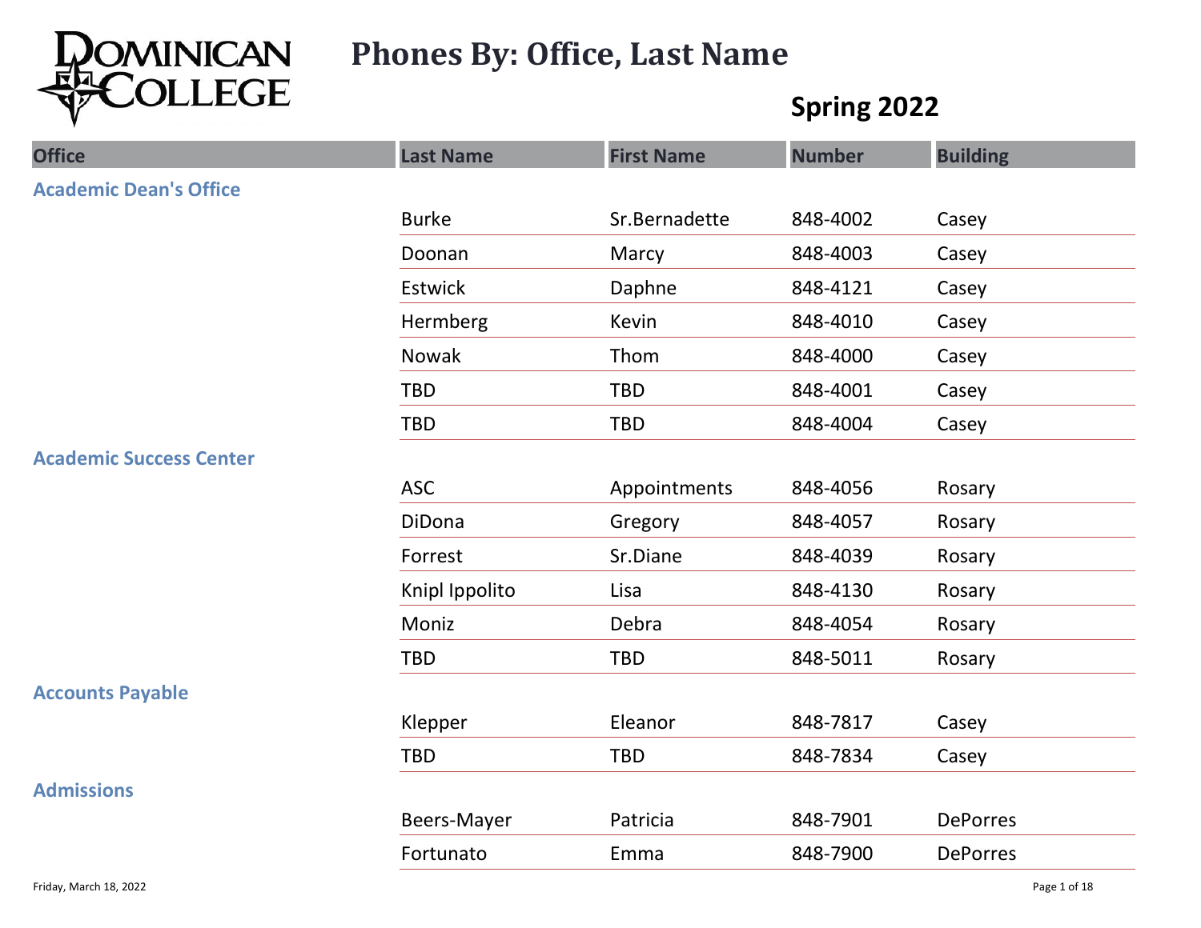# Phones By: Office, Last Name

## Spring 2022

| Office | Last Name | First Name | Number | Building |
|---|---|---|---|---|
| **Academic Dean's Office** | | | | |
| | Burke | Sr.Bernadette | 848-4002 | Casey |
| | Doonan | Marcy | 848-4003 | Casey |
| | Estwick | Daphne | 848-4121 | Casey |
| | Hermberg | Kevin | 848-4010 | Casey |
| | Nowak | Thom | 848-4000 | Casey |
| | TBD | TBD | 848-4001 | Casey |
| | TBD | TBD | 848-4004 | Casey |
| **Academic Success Center** | | | | |
| | ASC | Appointments | 848-4056 | Rosary |
| | DiDona | Gregory | 848-4057 | Rosary |
| | Forrest | Sr.Diane | 848-4039 | Rosary |
| | Knipl Ippolito | Lisa | 848-4130 | Rosary |
| | Moniz | Debra | 848-4054 | Rosary |
| | TBD | TBD | 848-5011 | Rosary |
| **Accounts Payable** | | | | |
| | Klepper | Eleanor | 848-7817 | Casey |
| | TBD | TBD | 848-7834 | Casey |
| **Admissions** | | | | |
| | Beers-Mayer | Patricia | 848-7901 | DePorres |
| | Fortunato | Emma | 848-7900 | DePorres |

Friday, March 18, 2022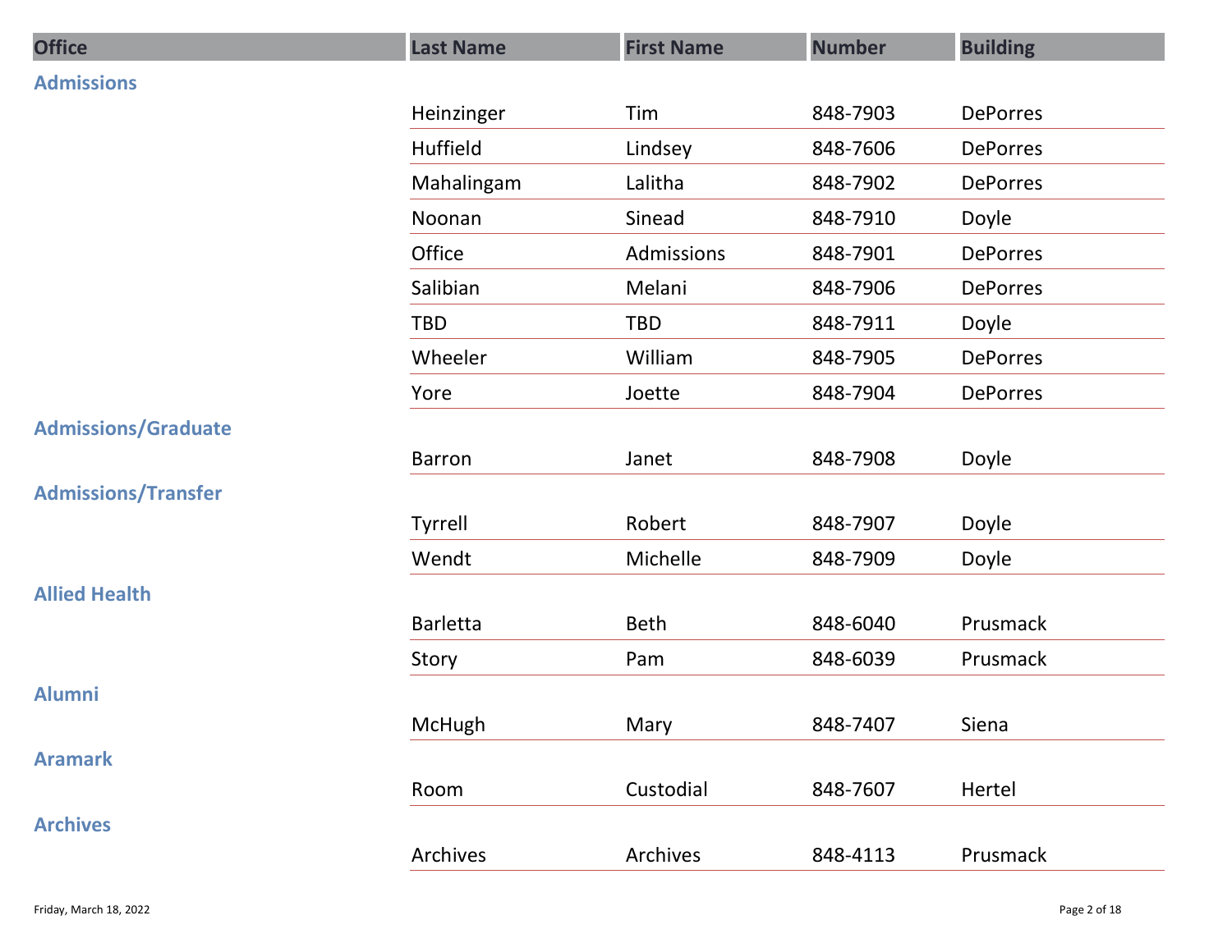| Office | Last Name | First Name | Number | Building |
|---|---|---|---|---|
| **Admissions** | | | | |
| | Heinzinger | Tim | 848-7903 | DePorres |
| | Huffield | Lindsey | 848-7606 | DePorres |
| | Mahalingam | Lalitha | 848-7902 | DePorres |
| | Noonan | Sinead | 848-7910 | Doyle |
| | Office | Admissions | 848-7901 | DePorres |
| | Salibian | Melani | 848-7906 | DePorres |
| | TBD | TBD | 848-7911 | Doyle |
| | Wheeler | William | 848-7905 | DePorres |
| | Yore | Joette | 848-7904 | DePorres |
| **Admissions/Graduate** | | | | |
| | Barron | Janet | 848-7908 | Doyle |
| **Admissions/Transfer** | | | | |
| | Tyrrell | Robert | 848-7907 | Doyle |
| | Wendt | Michelle | 848-7909 | Doyle |
| **Allied Health** | | | | |
| | Barletta | Beth | 848-6040 | Prusmack |
| | Story | Pam | 848-6039 | Prusmack |
| **Alumni** | | | | |
| | McHugh | Mary | 848-7407 | Siena |
| **Aramark** | | | | |
| | Room | Custodial | 848-7607 | Hertel |
| **Archives** | | | | |
| | Archives | Archives | 848-4113 | Prusmack |

Friday, March 18, 2022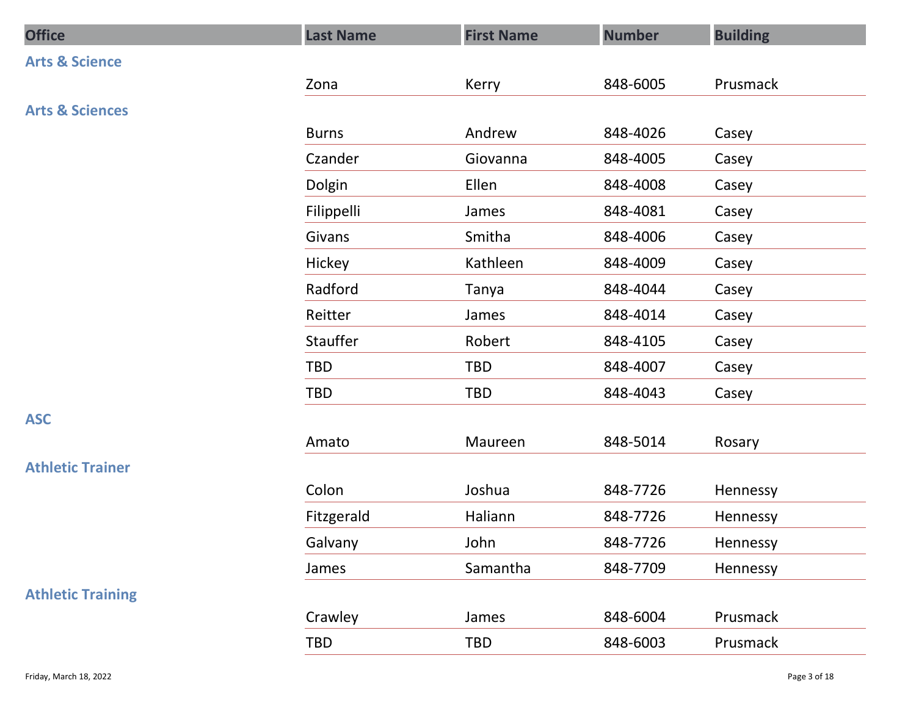| Office | Last Name | First Name | Number | Building |
|---|---|---|---|---|
| **Arts & Science** | | | | |
| | Zona | Kerry | 848-6005 | Prusmack |
| **Arts & Sciences** | | | | |
| | Burns | Andrew | 848-4026 | Casey |
| | Czander | Giovanna | 848-4005 | Casey |
| | Dolgin | Ellen | 848-4008 | Casey |
| | Filippelli | James | 848-4081 | Casey |
| | Givans | Smitha | 848-4006 | Casey |
| | Hickey | Kathleen | 848-4009 | Casey |
| | Radford | Tanya | 848-4044 | Casey |
| | Reitter | James | 848-4014 | Casey |
| | Stauffer | Robert | 848-4105 | Casey |
| | TBD | TBD | 848-4007 | Casey |
| | TBD | TBD | 848-4043 | Casey |
| **ASC** | | | | |
| | Amato | Maureen | 848-5014 | Rosary |
| **Athletic Trainer** | | | | |
| | Colon | Joshua | 848-7726 | Hennessy |
| | Fitzgerald | Haliann | 848-7726 | Hennessy |
| | Galvany | John | 848-7726 | Hennessy |
| | James | Samantha | 848-7709 | Hennessy |
| **Athletic Training** | | | | |
| | Crawley | James | 848-6004 | Prusmack |
| | TBD | TBD | 848-6003 | Prusmack |

Friday, March 18, 2022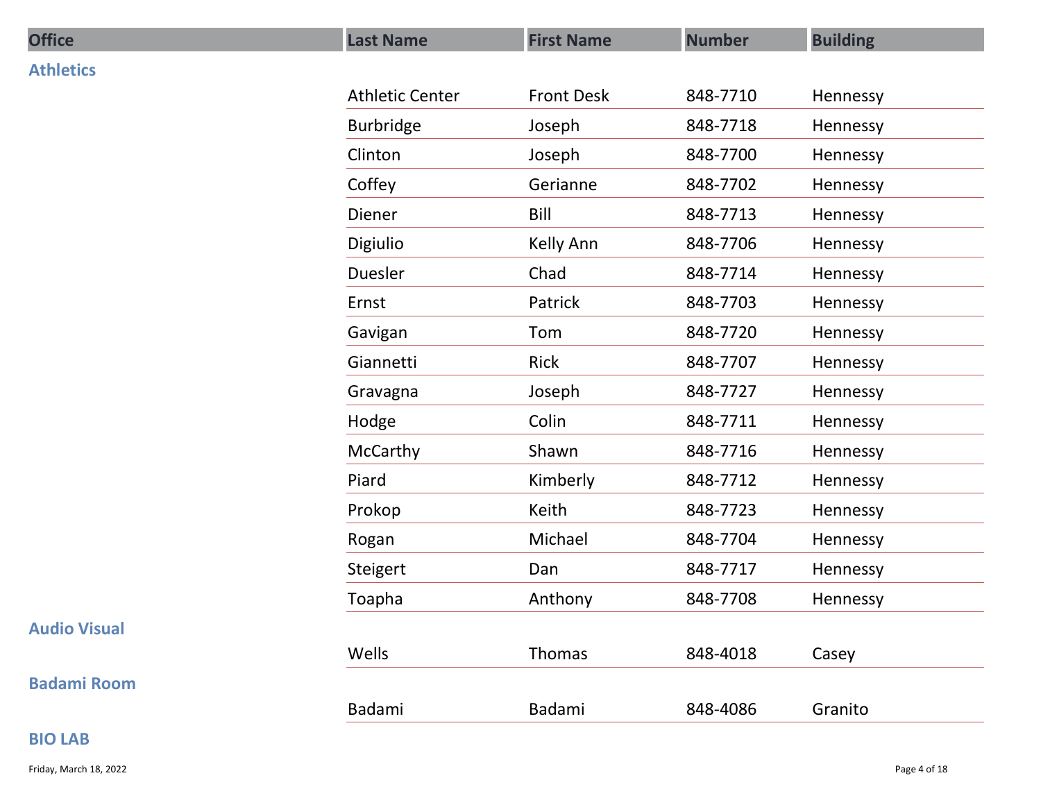| Office | Last Name | First Name | Number | Building |
|---|---|---|---|---|
| **Athletics** | | | | |
| | Athletic Center | Front Desk | 848-7710 | Hennessy |
| | Burbridge | Joseph | 848-7718 | Hennessy |
| | Clinton | Joseph | 848-7700 | Hennessy |
| | Coffey | Gerianne | 848-7702 | Hennessy |
| | Diener | Bill | 848-7713 | Hennessy |
| | Digiulio | Kelly Ann | 848-7706 | Hennessy |
| | Duesler | Chad | 848-7714 | Hennessy |
| | Ernst | Patrick | 848-7703 | Hennessy |
| | Gavigan | Tom | 848-7720 | Hennessy |
| | Giannetti | Rick | 848-7707 | Hennessy |
| | Gravagna | Joseph | 848-7727 | Hennessy |
| | Hodge | Colin | 848-7711 | Hennessy |
| | McCarthy | Shawn | 848-7716 | Hennessy |
| | Piard | Kimberly | 848-7712 | Hennessy |
| | Prokop | Keith | 848-7723 | Hennessy |
| | Rogan | Michael | 848-7704 | Hennessy |
| | Steigert | Dan | 848-7717 | Hennessy |
| | Toapha | Anthony | 848-7708 | Hennessy |
| **Audio Visual** | | | | |
| | Wells | Thomas | 848-4018 | Casey |
| **Badami Room** | | | | |
| | Badami | Badami | 848-4086 | Granito |
| **BIO LAB** | | | | |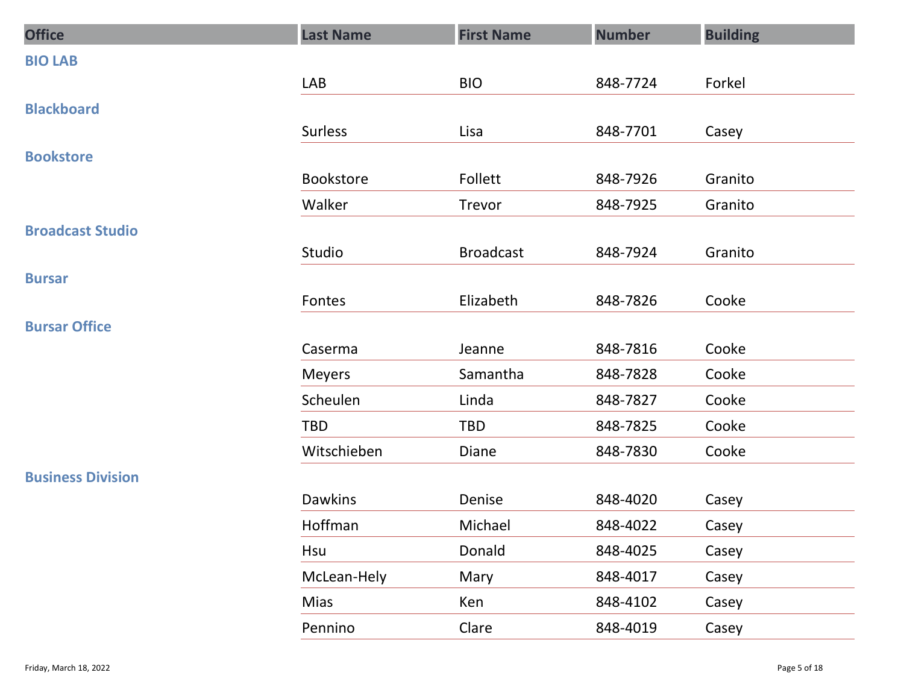| Office | Last Name | First Name | Number | Building |
|---|---|---|---|---|
| **BIO LAB** | | | | |
| | LAB | BIO | 848-7724 | Forkel |
| **Blackboard** | | | | |
| | Surless | Lisa | 848-7701 | Casey |
| **Bookstore** | | | | |
| | Bookstore | Follett | 848-7926 | Granito |
| | Walker | Trevor | 848-7925 | Granito |
| **Broadcast Studio** | | | | |
| | Studio | Broadcast | 848-7924 | Granito |
| **Bursar** | | | | |
| | Fontes | Elizabeth | 848-7826 | Cooke |
| **Bursar Office** | | | | |
| | Caserma | Jeanne | 848-7816 | Cooke |
| | Meyers | Samantha | 848-7828 | Cooke |
| | Scheulen | Linda | 848-7827 | Cooke |
| | TBD | TBD | 848-7825 | Cooke |
| | Witschieben | Diane | 848-7830 | Cooke |
| **Business Division** | | | | |
| | Dawkins | Denise | 848-4020 | Casey |
| | Hoffman | Michael | 848-4022 | Casey |
| | Hsu | Donald | 848-4025 | Casey |
| | McLean-Hely | Mary | 848-4017 | Casey |
| | Mias | Ken | 848-4102 | Casey |
| | Pennino | Clare | 848-4019 | Casey |

Friday, March 18, 2022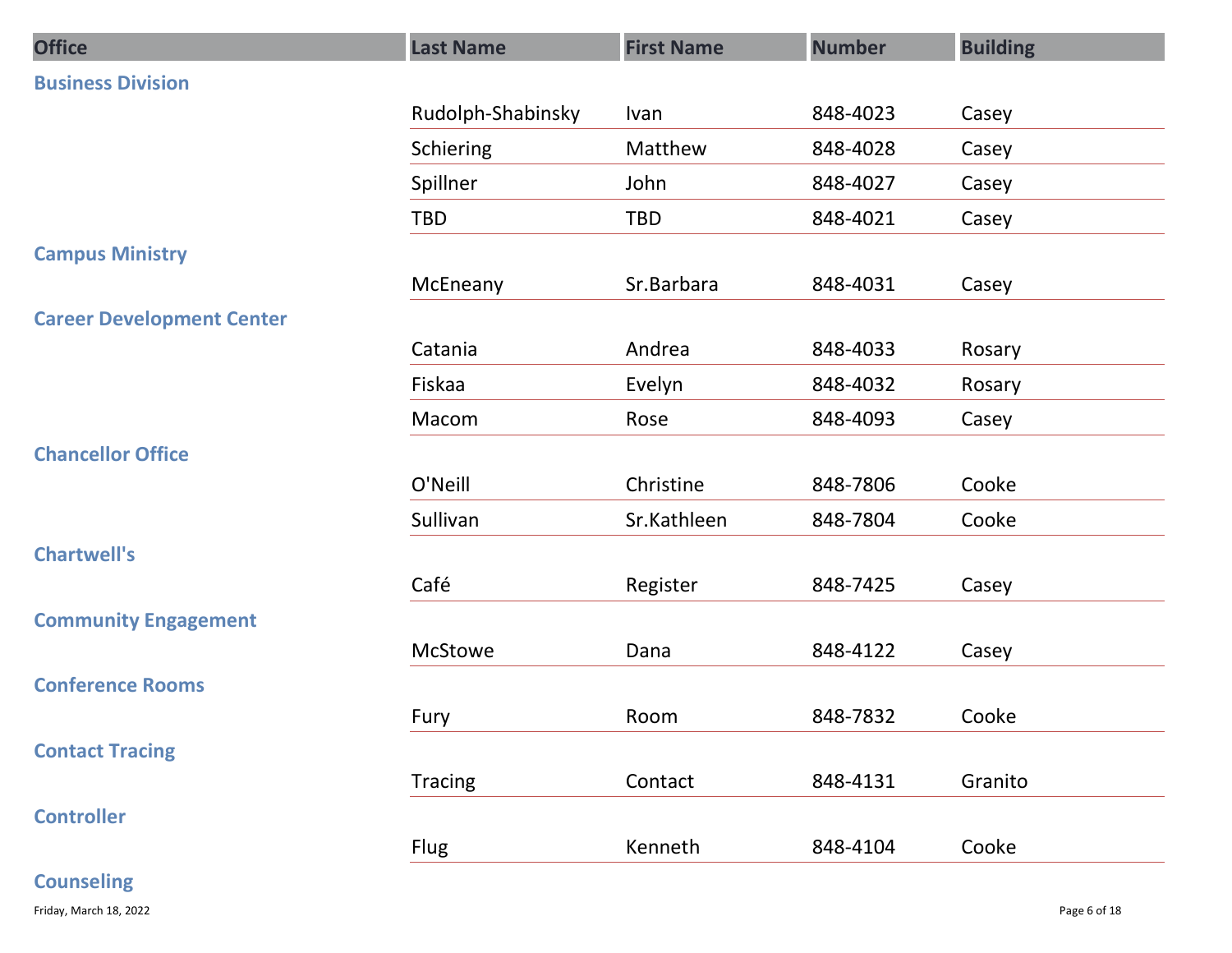| Office | Last Name | First Name | Number | Building |
|---|---|---|---|---|
| **Business Division** | | | | |
| | Rudolph-Shabinsky | Ivan | 848-4023 | Casey |
| | Schiering | Matthew | 848-4028 | Casey |
| | Spillner | John | 848-4027 | Casey |
| | TBD | TBD | 848-4021 | Casey |
| **Campus Ministry** | | | | |
| | McEneany | Sr.Barbara | 848-4031 | Casey |
| **Career Development Center** | | | | |
| | Catania | Andrea | 848-4033 | Rosary |
| | Fiskaa | Evelyn | 848-4032 | Rosary |
| | Macom | Rose | 848-4093 | Casey |
| **Chancellor Office** | | | | |
| | O'Neill | Christine | 848-7806 | Cooke |
| | Sullivan | Sr.Kathleen | 848-7804 | Cooke |
| **Chartwell's** | | | | |
| | Café | Register | 848-7425 | Casey |
| **Community Engagement** | | | | |
| | McStowe | Dana | 848-4122 | Casey |
| **Conference Rooms** | | | | |
| | Fury | Room | 848-7832 | Cooke |
| **Contact Tracing** | | | | |
| | Tracing | Contact | 848-4131 | Granito |
| **Controller** | | | | |
| | Flug | Kenneth | 848-4104 | Cooke |
| **Counseling** | | | | |

Friday, March 18, 2022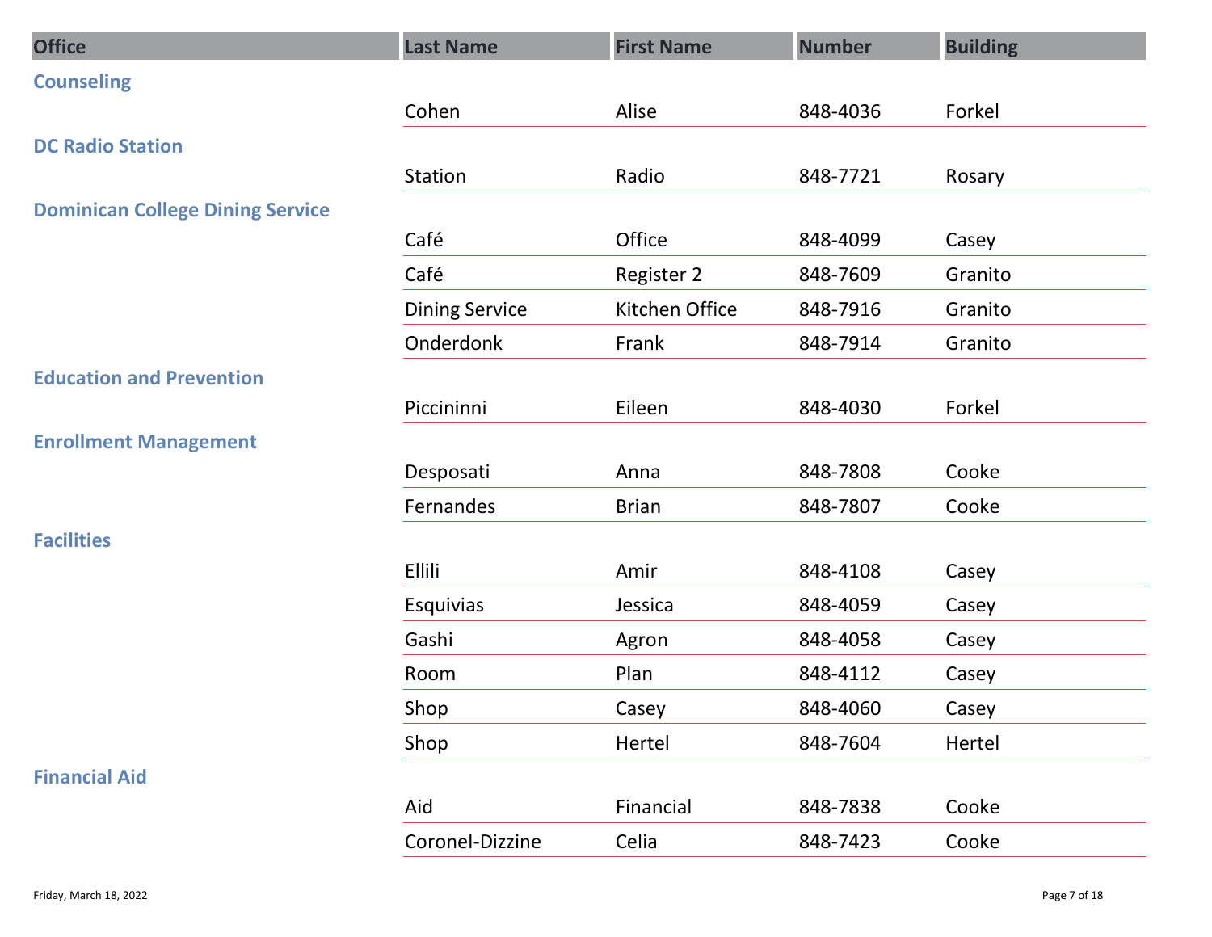| Office | Last Name | First Name | Number | Building |
|---|---|---|---|---|
| **Counseling** | | | | |
| | Cohen | Alise | 848-4036 | Forkel |
| **DC Radio Station** | | | | |
| | Station | Radio | 848-7721 | Rosary |
| **Dominican College Dining Service** | | | | |
| | Café | Office | 848-4099 | Casey |
| | Café | Register 2 | 848-7609 | Granito |
| | Dining Service | Kitchen Office | 848-7916 | Granito |
| | Onderdonk | Frank | 848-7914 | Granito |
| **Education and Prevention** | | | | |
| | Piccininni | Eileen | 848-4030 | Forkel |
| **Enrollment Management** | | | | |
| | Desposati | Anna | 848-7808 | Cooke |
| | Fernandes | Brian | 848-7807 | Cooke |
| **Facilities** | | | | |
| | Ellili | Amir | 848-4108 | Casey |
| | Esquivias | Jessica | 848-4059 | Casey |
| | Gashi | Agron | 848-4058 | Casey |
| | Room | Plan | 848-4112 | Casey |
| | Shop | Casey | 848-4060 | Casey |
| | Shop | Hertel | 848-7604 | Hertel |
| **Financial Aid** | | | | |
| | Aid | Financial | 848-7838 | Cooke |
| | Coronel-Dizzine | Celia | 848-7423 | Cooke |

Friday, March 18, 2022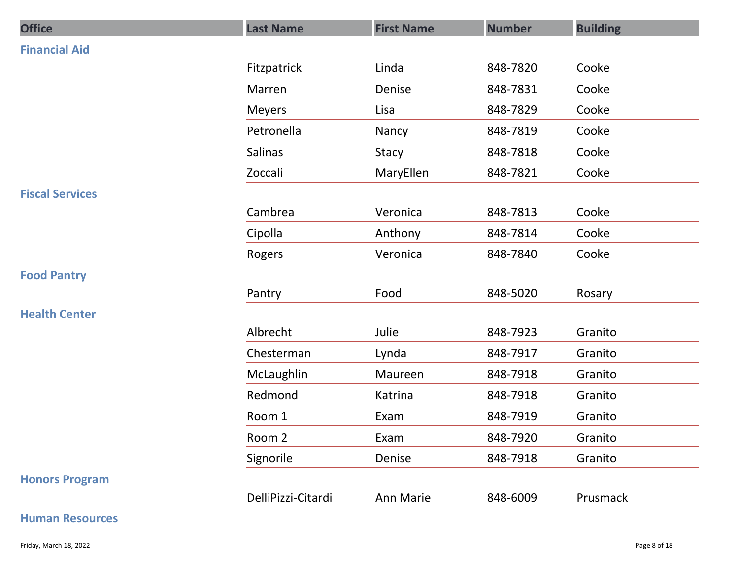| Office | Last Name | First Name | Number | Building |
|---|---|---|---|---|
| **Financial Aid** | | | | |
| | Fitzpatrick | Linda | 848-7820 | Cooke |
| | Marren | Denise | 848-7831 | Cooke |
| | Meyers | Lisa | 848-7829 | Cooke |
| | Petronella | Nancy | 848-7819 | Cooke |
| | Salinas | Stacy | 848-7818 | Cooke |
| | Zoccali | MaryEllen | 848-7821 | Cooke |
| **Fiscal Services** | | | | |
| | Cambrea | Veronica | 848-7813 | Cooke |
| | Cipolla | Anthony | 848-7814 | Cooke |
| | Rogers | Veronica | 848-7840 | Cooke |
| **Food Pantry** | | | | |
| | Pantry | Food | 848-5020 | Rosary |
| **Health Center** | | | | |
| | Albrecht | Julie | 848-7923 | Granito |
| | Chesterman | Lynda | 848-7917 | Granito |
| | McLaughlin | Maureen | 848-7918 | Granito |
| | Redmond | Katrina | 848-7918 | Granito |
| | Room 1 | Exam | 848-7919 | Granito |
| | Room 2 | Exam | 848-7920 | Granito |
| | Signorile | Denise | 848-7918 | Granito |
| **Honors Program** | | | | |
| | DelliPizzi-Citardi | Ann Marie | 848-6009 | Prusmack |
| **Human Resources** | | | | |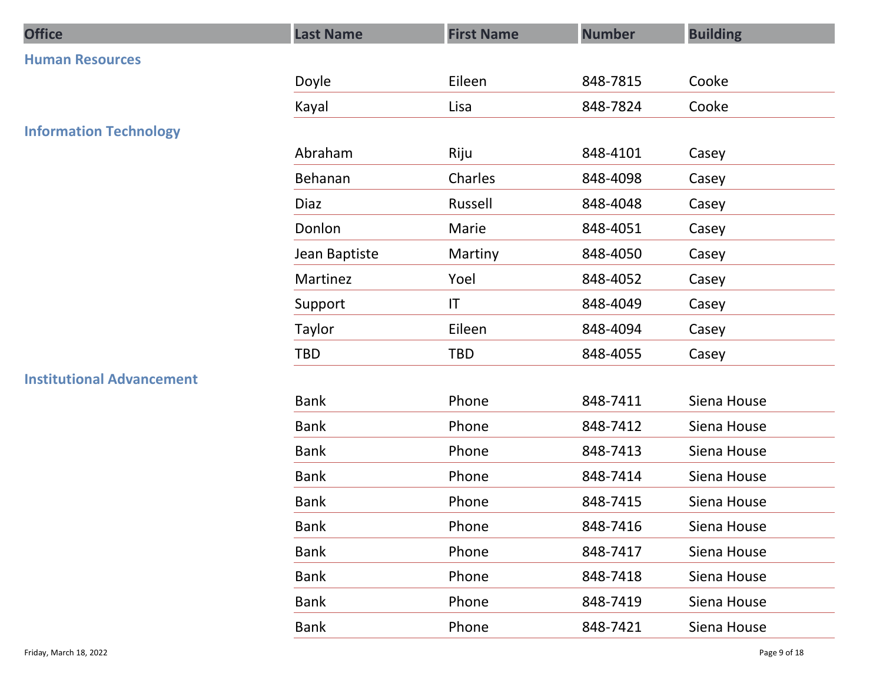| Office | Last Name | First Name | Number | Building |
|---|---|---|---|---|
| **Human Resources** | | | | |
| | Doyle | Eileen | 848-7815 | Cooke |
| | Kayal | Lisa | 848-7824 | Cooke |
| **Information Technology** | | | | |
| | Abraham | Riju | 848-4101 | Casey |
| | Behanan | Charles | 848-4098 | Casey |
| | Diaz | Russell | 848-4048 | Casey |
| | Donlon | Marie | 848-4051 | Casey |
| | Jean Baptiste | Martiny | 848-4050 | Casey |
| | Martinez | Yoel | 848-4052 | Casey |
| | Support | IT | 848-4049 | Casey |
| | Taylor | Eileen | 848-4094 | Casey |
| | TBD | TBD | 848-4055 | Casey |
| **Institutional Advancement** | | | | |
| | Bank | Phone | 848-7411 | Siena House |
| | Bank | Phone | 848-7412 | Siena House |
| | Bank | Phone | 848-7413 | Siena House |
| | Bank | Phone | 848-7414 | Siena House |
| | Bank | Phone | 848-7415 | Siena House |
| | Bank | Phone | 848-7416 | Siena House |
| | Bank | Phone | 848-7417 | Siena House |
| | Bank | Phone | 848-7418 | Siena House |
| | Bank | Phone | 848-7419 | Siena House |
| | Bank | Phone | 848-7421 | Siena House |

Friday, March 18, 2022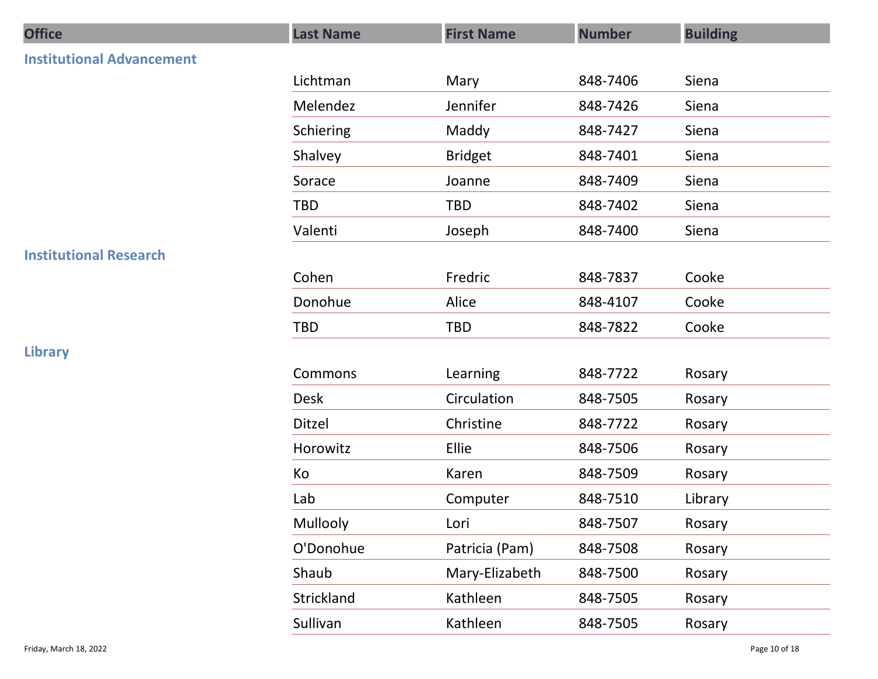| Office | Last Name | First Name | Number | Building |
|---|---|---|---|---|
| **Institutional Advancement** | | | | |
| | Lichtman | Mary | 848-7406 | Siena |
| | Melendez | Jennifer | 848-7426 | Siena |
| | Schiering | Maddy | 848-7427 | Siena |
| | Shalvey | Bridget | 848-7401 | Siena |
| | Sorace | Joanne | 848-7409 | Siena |
| | TBD | TBD | 848-7402 | Siena |
| | Valenti | Joseph | 848-7400 | Siena |
| **Institutional Research** | | | | |
| | Cohen | Fredric | 848-7837 | Cooke |
| | Donohue | Alice | 848-4107 | Cooke |
| | TBD | TBD | 848-7822 | Cooke |
| **Library** | | | | |
| | Commons | Learning | 848-7722 | Rosary |
| | Desk | Circulation | 848-7505 | Rosary |
| | Ditzel | Christine | 848-7722 | Rosary |
| | Horowitz | Ellie | 848-7506 | Rosary |
| | Ko | Karen | 848-7509 | Rosary |
| | Lab | Computer | 848-7510 | Library |
| | Mullooly | Lori | 848-7507 | Rosary |
| | O'Donohue | Patricia (Pam) | 848-7508 | Rosary |
| | Shaub | Mary-Elizabeth | 848-7500 | Rosary |
| | Strickland | Kathleen | 848-7505 | Rosary |
| | Sullivan | Kathleen | 848-7505 | Rosary |

Friday, March 18, 2022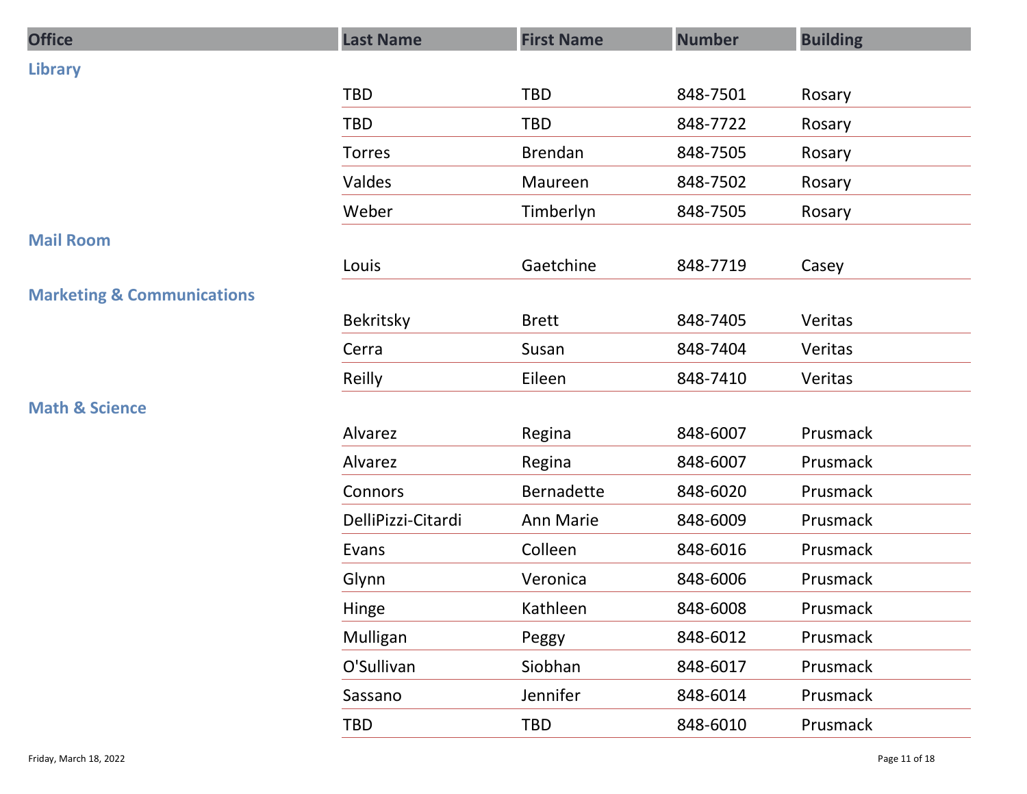| Office | Last Name | First Name | Number | Building |
|---|---|---|---|---|
| **Library** | | | | |
| | TBD | TBD | 848-7501 | Rosary |
| | TBD | TBD | 848-7722 | Rosary |
| | Torres | Brendan | 848-7505 | Rosary |
| | Valdes | Maureen | 848-7502 | Rosary |
| | Weber | Timberlyn | 848-7505 | Rosary |
| **Mail Room** | | | | |
| | Louis | Gaetchine | 848-7719 | Casey |
| **Marketing & Communications** | | | | |
| | Bekritsky | Brett | 848-7405 | Veritas |
| | Cerra | Susan | 848-7404 | Veritas |
| | Reilly | Eileen | 848-7410 | Veritas |
| **Math & Science** | | | | |
| | Alvarez | Regina | 848-6007 | Prusmack |
| | Alvarez | Regina | 848-6007 | Prusmack |
| | Connors | Bernadette | 848-6020 | Prusmack |
| | DelliPizzi-Citardi | Ann Marie | 848-6009 | Prusmack |
| | Evans | Colleen | 848-6016 | Prusmack |
| | Glynn | Veronica | 848-6006 | Prusmack |
| | Hinge | Kathleen | 848-6008 | Prusmack |
| | Mulligan | Peggy | 848-6012 | Prusmack |
| | O'Sullivan | Siobhan | 848-6017 | Prusmack |
| | Sassano | Jennifer | 848-6014 | Prusmack |
| | TBD | TBD | 848-6010 | Prusmack |

Friday, March 18, 2022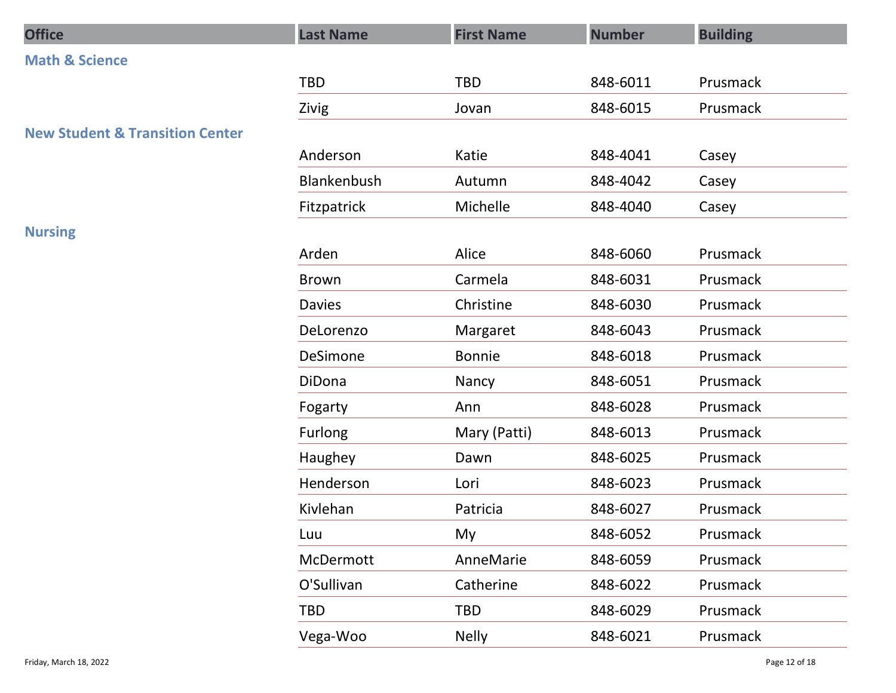| Office | Last Name | First Name | Number | Building |
|---|---|---|---|---|
| **Math & Science** | | | | |
| | TBD | TBD | 848-6011 | Prusmack |
| | Zivig | Jovan | 848-6015 | Prusmack |
| **New Student & Transition Center** | | | | |
| | Anderson | Katie | 848-4041 | Casey |
| | Blankenbush | Autumn | 848-4042 | Casey |
| | Fitzpatrick | Michelle | 848-4040 | Casey |
| **Nursing** | | | | |
| | Arden | Alice | 848-6060 | Prusmack |
| | Brown | Carmela | 848-6031 | Prusmack |
| | Davies | Christine | 848-6030 | Prusmack |
| | DeLorenzo | Margaret | 848-6043 | Prusmack |
| | DeSimone | Bonnie | 848-6018 | Prusmack |
| | DiDona | Nancy | 848-6051 | Prusmack |
| | Fogarty | Ann | 848-6028 | Prusmack |
| | Furlong | Mary (Patti) | 848-6013 | Prusmack |
| | Haughey | Dawn | 848-6025 | Prusmack |
| | Henderson | Lori | 848-6023 | Prusmack |
| | Kivlehan | Patricia | 848-6027 | Prusmack |
| | Luu | My | 848-6052 | Prusmack |
| | McDermott | AnneMarie | 848-6059 | Prusmack |
| | O'Sullivan | Catherine | 848-6022 | Prusmack |
| | TBD | TBD | 848-6029 | Prusmack |
| | Vega-Woo | Nelly | 848-6021 | Prusmack |

Friday, March 18, 2022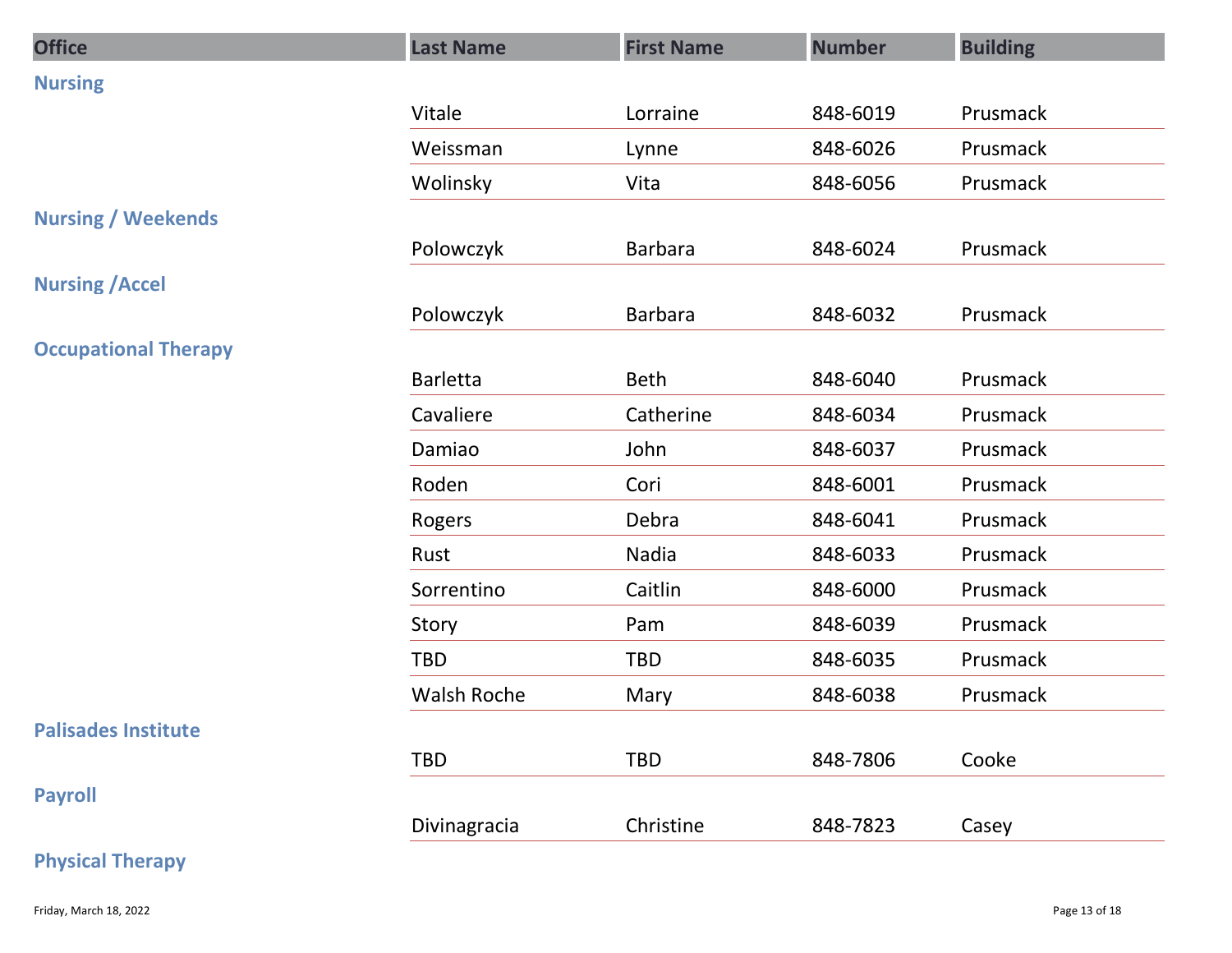| Office | Last Name | First Name | Number | Building |
|---|---|---|---|---|
| **Nursing** | | | | |
| | Vitale | Lorraine | 848-6019 | Prusmack |
| | Weissman | Lynne | 848-6026 | Prusmack |
| | Wolinsky | Vita | 848-6056 | Prusmack |
| **Nursing / Weekends** | | | | |
| | Polowczyk | Barbara | 848-6024 | Prusmack |
| **Nursing /Accel** | | | | |
| | Polowczyk | Barbara | 848-6032 | Prusmack |
| **Occupational Therapy** | | | | |
| | Barletta | Beth | 848-6040 | Prusmack |
| | Cavaliere | Catherine | 848-6034 | Prusmack |
| | Damiao | John | 848-6037 | Prusmack |
| | Roden | Cori | 848-6001 | Prusmack |
| | Rogers | Debra | 848-6041 | Prusmack |
| | Rust | Nadia | 848-6033 | Prusmack |
| | Sorrentino | Caitlin | 848-6000 | Prusmack |
| | Story | Pam | 848-6039 | Prusmack |
| | TBD | TBD | 848-6035 | Prusmack |
| | Walsh Roche | Mary | 848-6038 | Prusmack |
| **Palisades Institute** | | | | |
| | TBD | TBD | 848-7806 | Cooke |
| **Payroll** | | | | |
| | Divinagracia | Christine | 848-7823 | Casey |
| **Physical Therapy** | | | | |

Friday, March 18, 2022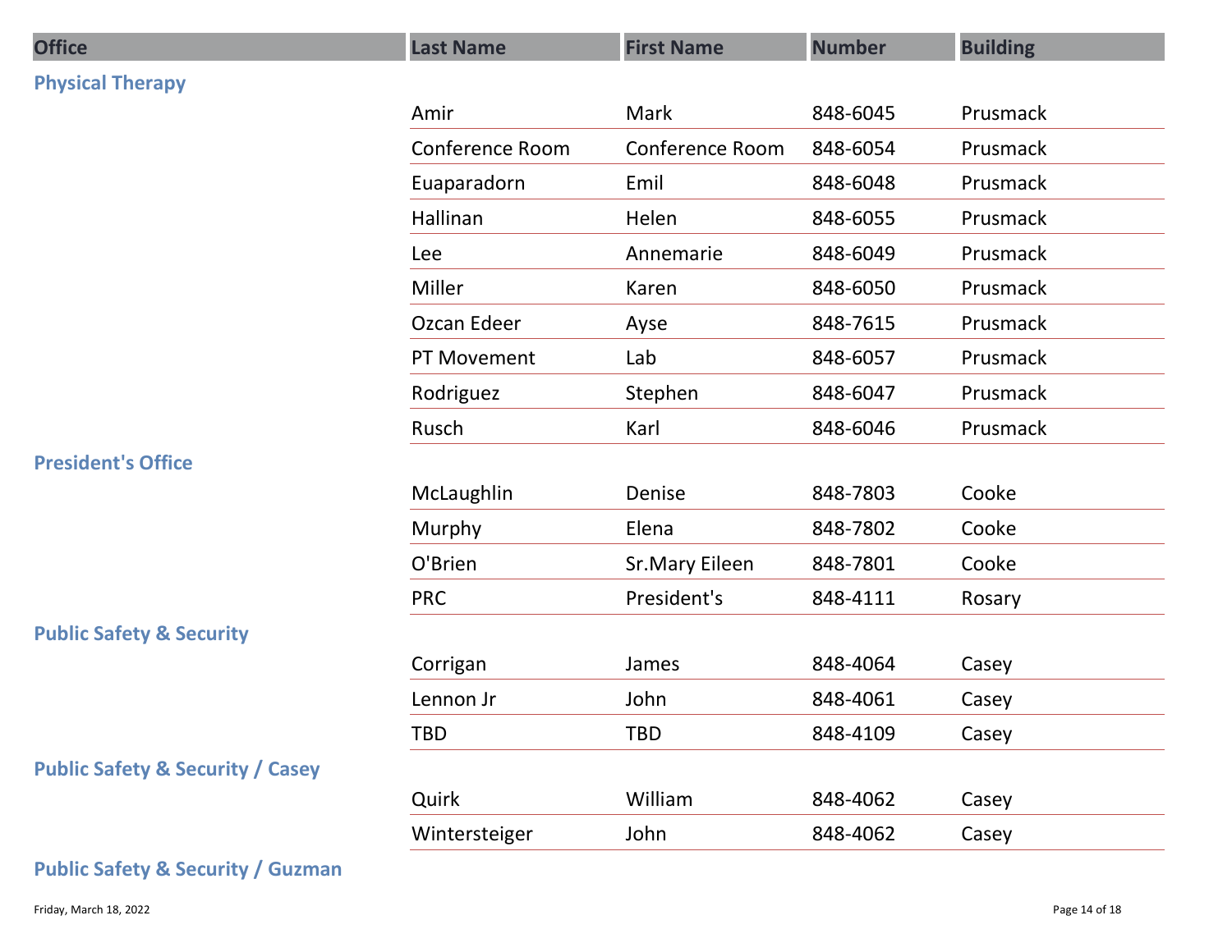| Office | Last Name | First Name | Number | Building |
|---|---|---|---|---|
| **Physical Therapy** | | | | |
| | Amir | Mark | 848-6045 | Prusmack |
| | Conference Room | Conference Room | 848-6054 | Prusmack |
| | Euaparadorn | Emil | 848-6048 | Prusmack |
| | Hallinan | Helen | 848-6055 | Prusmack |
| | Lee | Annemarie | 848-6049 | Prusmack |
| | Miller | Karen | 848-6050 | Prusmack |
| | Ozcan Edeer | Ayse | 848-7615 | Prusmack |
| | PT Movement | Lab | 848-6057 | Prusmack |
| | Rodriguez | Stephen | 848-6047 | Prusmack |
| | Rusch | Karl | 848-6046 | Prusmack |
| **President's Office** | | | | |
| | McLaughlin | Denise | 848-7803 | Cooke |
| | Murphy | Elena | 848-7802 | Cooke |
| | O'Brien | Sr.Mary Eileen | 848-7801 | Cooke |
| | PRC | President's | 848-4111 | Rosary |
| **Public Safety & Security** | | | | |
| | Corrigan | James | 848-4064 | Casey |
| | Lennon Jr | John | 848-4061 | Casey |
| | TBD | TBD | 848-4109 | Casey |
| **Public Safety & Security / Casey** | | | | |
| | Quirk | William | 848-4062 | Casey |
| | Wintersteiger | John | 848-4062 | Casey |
| **Public Safety & Security / Guzman** | | | | |

Friday, March 18, 2022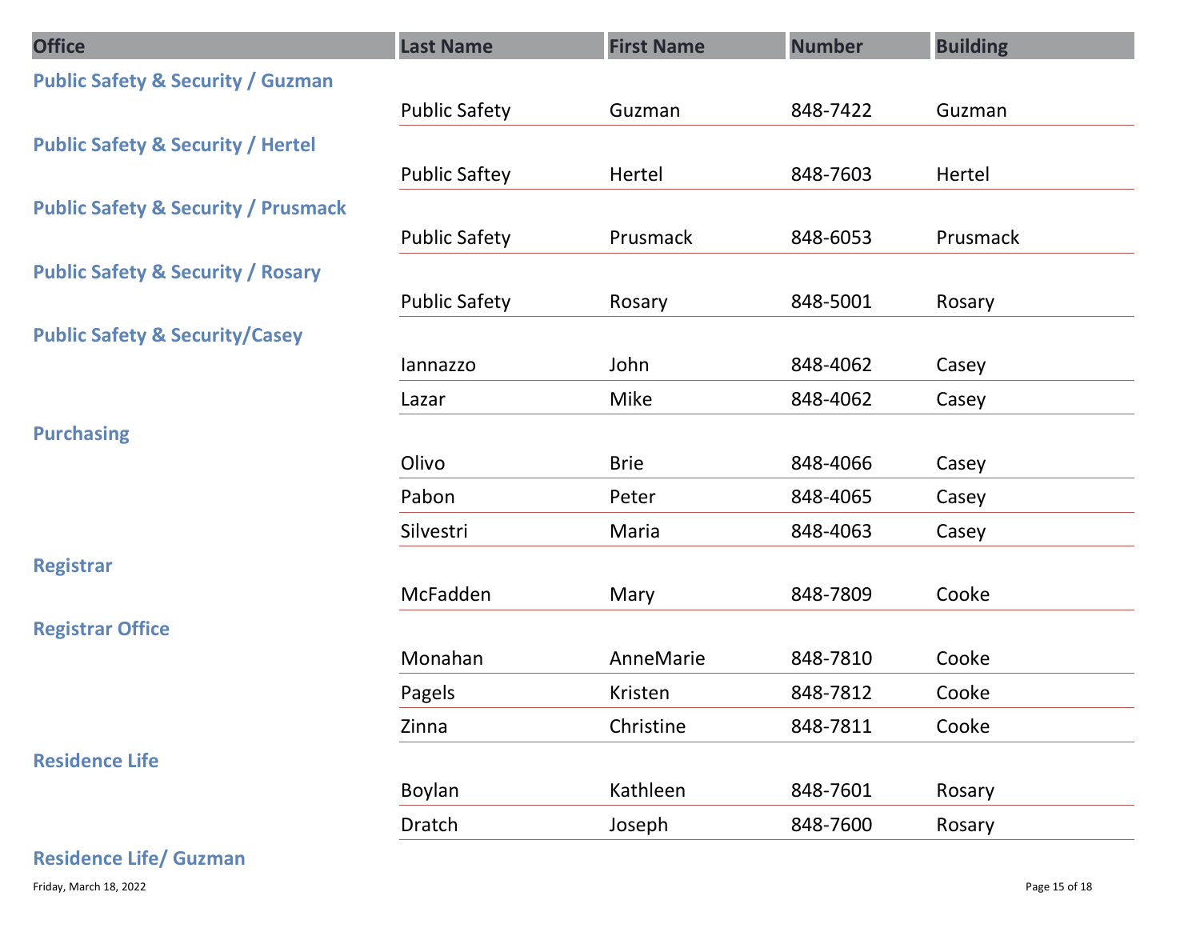| Office | Last Name | First Name | Number | Building |
|---|---|---|---|---|
| **Public Safety & Security / Guzman** | | | | |
| | Public Safety | Guzman | 848-7422 | Guzman |
| **Public Safety & Security / Hertel** | | | | |
| | Public Saftey | Hertel | 848-7603 | Hertel |
| **Public Safety & Security / Prusmack** | | | | |
| | Public Safety | Prusmack | 848-6053 | Prusmack |
| **Public Safety & Security / Rosary** | | | | |
| | Public Safety | Rosary | 848-5001 | Rosary |
| **Public Safety & Security/Casey** | | | | |
| | Iannazzo | John | 848-4062 | Casey |
| | Lazar | Mike | 848-4062 | Casey |
| **Purchasing** | | | | |
| | Olivo | Brie | 848-4066 | Casey |
| | Pabon | Peter | 848-4065 | Casey |
| | Silvestri | Maria | 848-4063 | Casey |
| **Registrar** | | | | |
| | McFadden | Mary | 848-7809 | Cooke |
| **Registrar Office** | | | | |
| | Monahan | AnneMarie | 848-7810 | Cooke |
| | Pagels | Kristen | 848-7812 | Cooke |
| | Zinna | Christine | 848-7811 | Cooke |
| **Residence Life** | | | | |
| | Boylan | Kathleen | 848-7601 | Rosary |
| | Dratch | Joseph | 848-7600 | Rosary |
| **Residence Life/ Guzman** | | | | |

Friday, March 18, 2022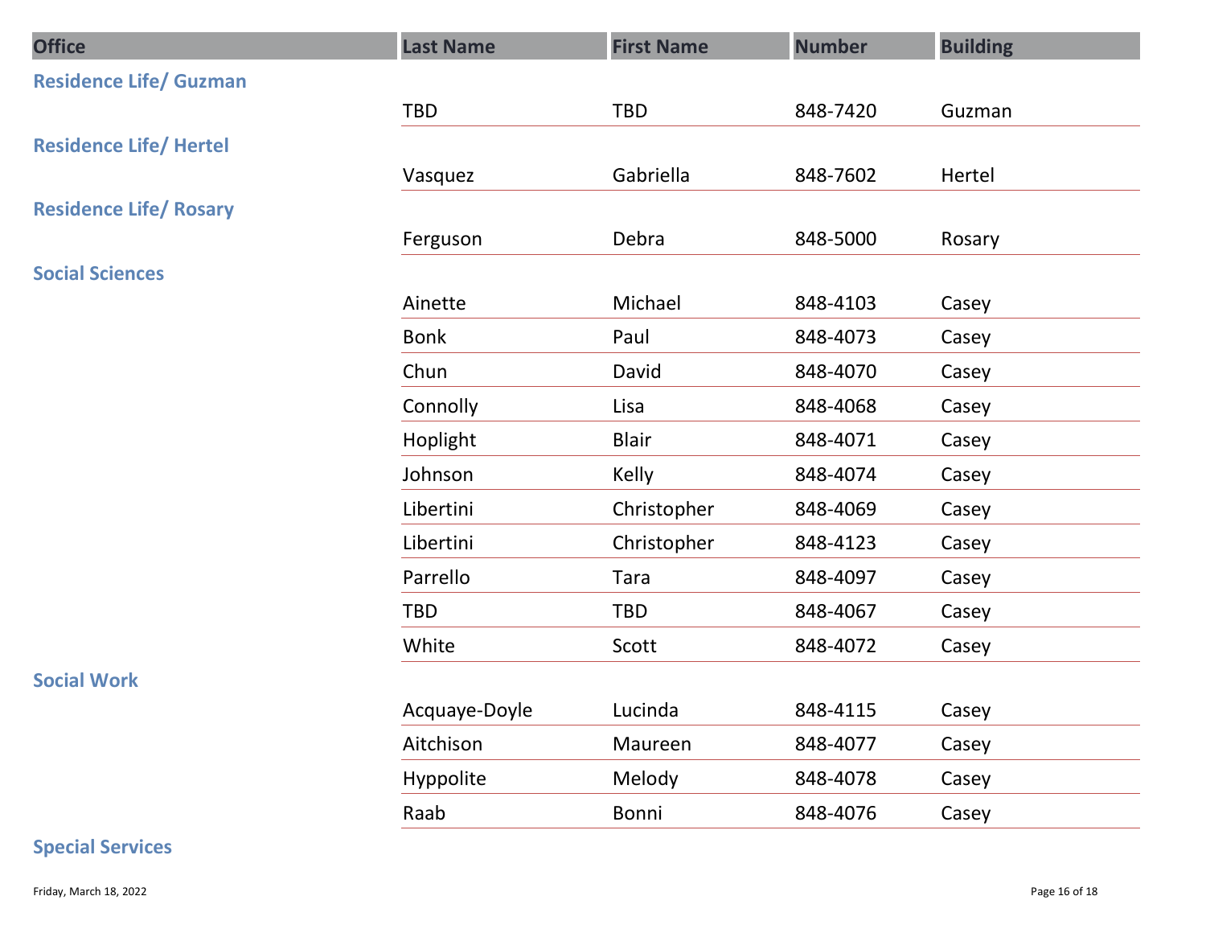| Office | Last Name | First Name | Number | Building |
|---|---|---|---|---|
| **Residence Life/ Guzman** | | | | |
| | TBD | TBD | 848-7420 | Guzman |
| **Residence Life/ Hertel** | | | | |
| | Vasquez | Gabriella | 848-7602 | Hertel |
| **Residence Life/ Rosary** | | | | |
| | Ferguson | Debra | 848-5000 | Rosary |
| **Social Sciences** | | | | |
| | Ainette | Michael | 848-4103 | Casey |
| | Bonk | Paul | 848-4073 | Casey |
| | Chun | David | 848-4070 | Casey |
| | Connolly | Lisa | 848-4068 | Casey |
| | Hoplight | Blair | 848-4071 | Casey |
| | Johnson | Kelly | 848-4074 | Casey |
| | Libertini | Christopher | 848-4069 | Casey |
| | Libertini | Christopher | 848-4123 | Casey |
| | Parrello | Tara | 848-4097 | Casey |
| | TBD | TBD | 848-4067 | Casey |
| | White | Scott | 848-4072 | Casey |
| **Social Work** | | | | |
| | Acquaye-Doyle | Lucinda | 848-4115 | Casey |
| | Aitchison | Maureen | 848-4077 | Casey |
| | Hyppolite | Melody | 848-4078 | Casey |
| | Raab | Bonni | 848-4076 | Casey |
| **Special Services** | | | | |

Friday, March 18, 2022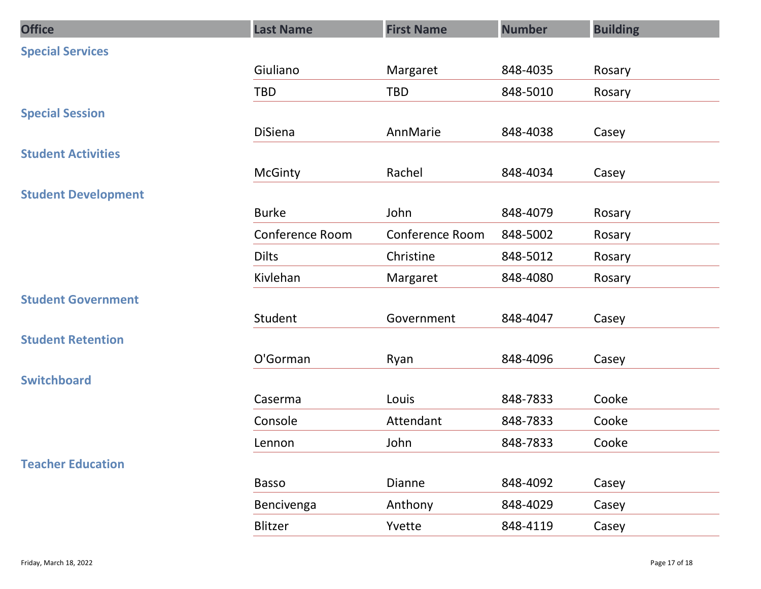| Office | Last Name | First Name | Number | Building |
|---|---|---|---|---|
| **Special Services** | | | | |
| | Giuliano | Margaret | 848-4035 | Rosary |
| | TBD | TBD | 848-5010 | Rosary |
| **Special Session** | | | | |
| | DiSiena | AnnMarie | 848-4038 | Casey |
| **Student Activities** | | | | |
| | McGinty | Rachel | 848-4034 | Casey |
| **Student Development** | | | | |
| | Burke | John | 848-4079 | Rosary |
| | Conference Room | Conference Room | 848-5002 | Rosary |
| | Dilts | Christine | 848-5012 | Rosary |
| | Kivlehan | Margaret | 848-4080 | Rosary |
| **Student Government** | | | | |
| | Student | Government | 848-4047 | Casey |
| **Student Retention** | | | | |
| | O'Gorman | Ryan | 848-4096 | Casey |
| **Switchboard** | | | | |
| | Caserma | Louis | 848-7833 | Cooke |
| | Console | Attendant | 848-7833 | Cooke |
| | Lennon | John | 848-7833 | Cooke |
| **Teacher Education** | | | | |
| | Basso | Dianne | 848-4092 | Casey |
| | Bencivenga | Anthony | 848-4029 | Casey |
| | Blitzer | Yvette | 848-4119 | Casey |

Friday, March 18, 2022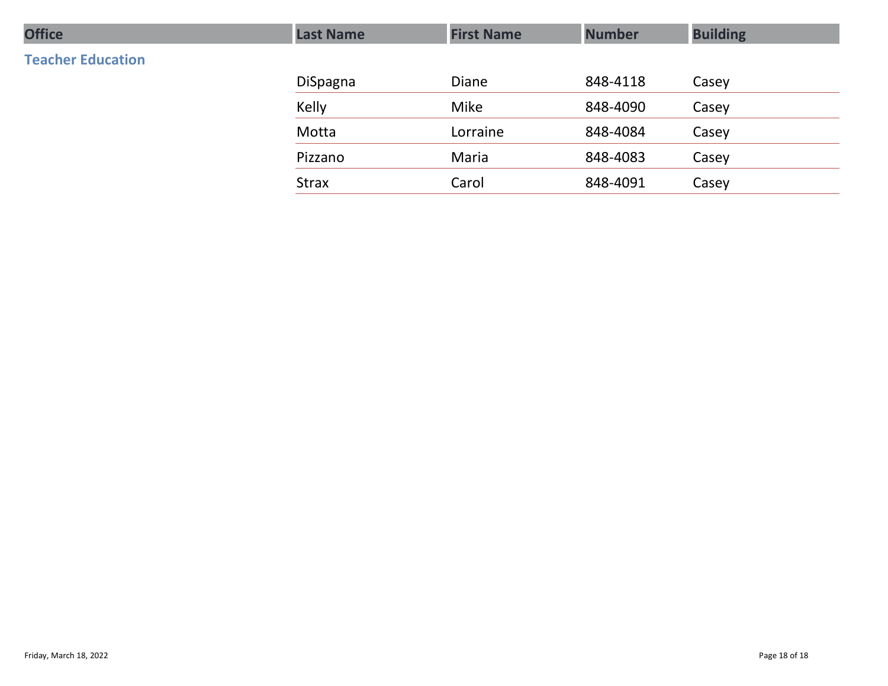| Office | Last Name | First Name | Number | Building |
|---|---|---|---|---|
| **Teacher Education** | | | | |
| | DiSpagna | Diane | 848-4118 | Casey |
| | Kelly | Mike | 848-4090 | Casey |
| | Motta | Lorraine | 848-4084 | Casey |
| | Pizzano | Maria | 848-4083 | Casey |
| | Strax | Carol | 848-4091 | Casey |

Friday, March 18, 2022